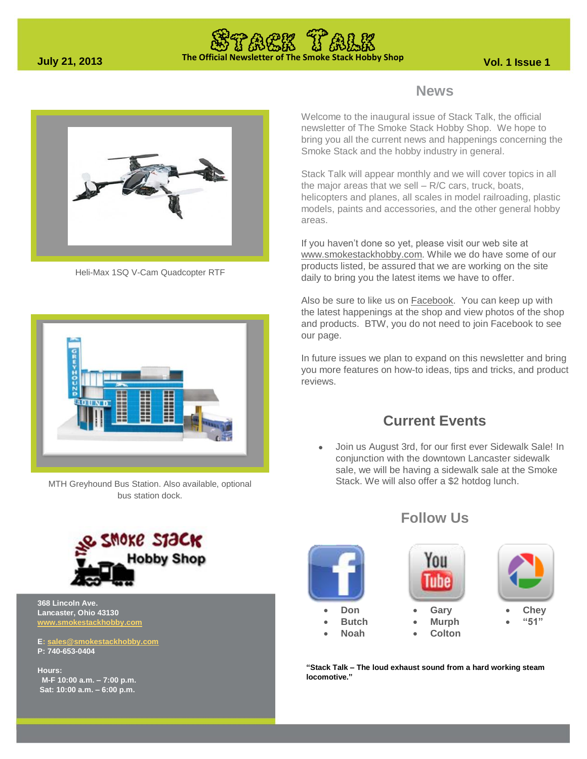# Stack Talk

**The Official Newsletter of The Smoke Stack Hobby Shop**

**July 21, 2013** **Vol. 1 Issue 1**

## News

Welcome to the inaugural issue of Stack Talk, the official newsletter of The Smoke Stack Hobby Shop. We hope to bring you all the current news and happenings concerning the Smoke Stack and the hobby industry in general.

Stack Talk will appear monthly and we will cover topics in all the major areas that we sell – R/C cars, truck, boats, helicopters and planes, all scales in model railroading, plastic models, paints and accessories, and the other general hobby areas.

If you haven't done so yet, please visit our web site at www.smokestackhobby.com. While we do have some of our products listed, be assured that we are working on the site daily to bring you the latest items we have to offer.

Also be sure to like us on Facebook. You can keep up with the latest happenings at the shop and view photos of the shop and products. BTW, you do not need to join Facebook to see our page.

In future issues we plan to expand on this newsletter and bring you more features on how-to ideas, tips and tricks, and product reviews.

Heli-Max 1SQ V-Cam Quadcopter RTF

MTH Greyhound Bus Station. Also available, optional bus station dock.

## Current Events

- Join us August 3rd, for our first ever Sidewalk Sale! In conjunction with the downtown Lancaster sidewalk sale, we will be having a sidewalk sale at the Smoke Stack. We will also offer a $2 hotdog lunch.

## Follow Us

- **Don**
- **Butch**
- **Noah**

- **Gary**
- **Murph**
- **Colton**

- **Chey**
- **"51"**

**"Stack Talk – The loud exhaust sound from a hard working steam locomotive."**

The Smoke Stack Hobby Shop

**368 Lincoln Ave.**
**Lancaster, Ohio 43130**
**www.smokestackhobby.com**

**E: sales@smokestackhobby.com**
**P: 740-653-0404**

**Hours:**
**M-F 10:00 a.m. – 7:00 p.m.**
**Sat: 10:00 a.m. – 6:00 p.m.**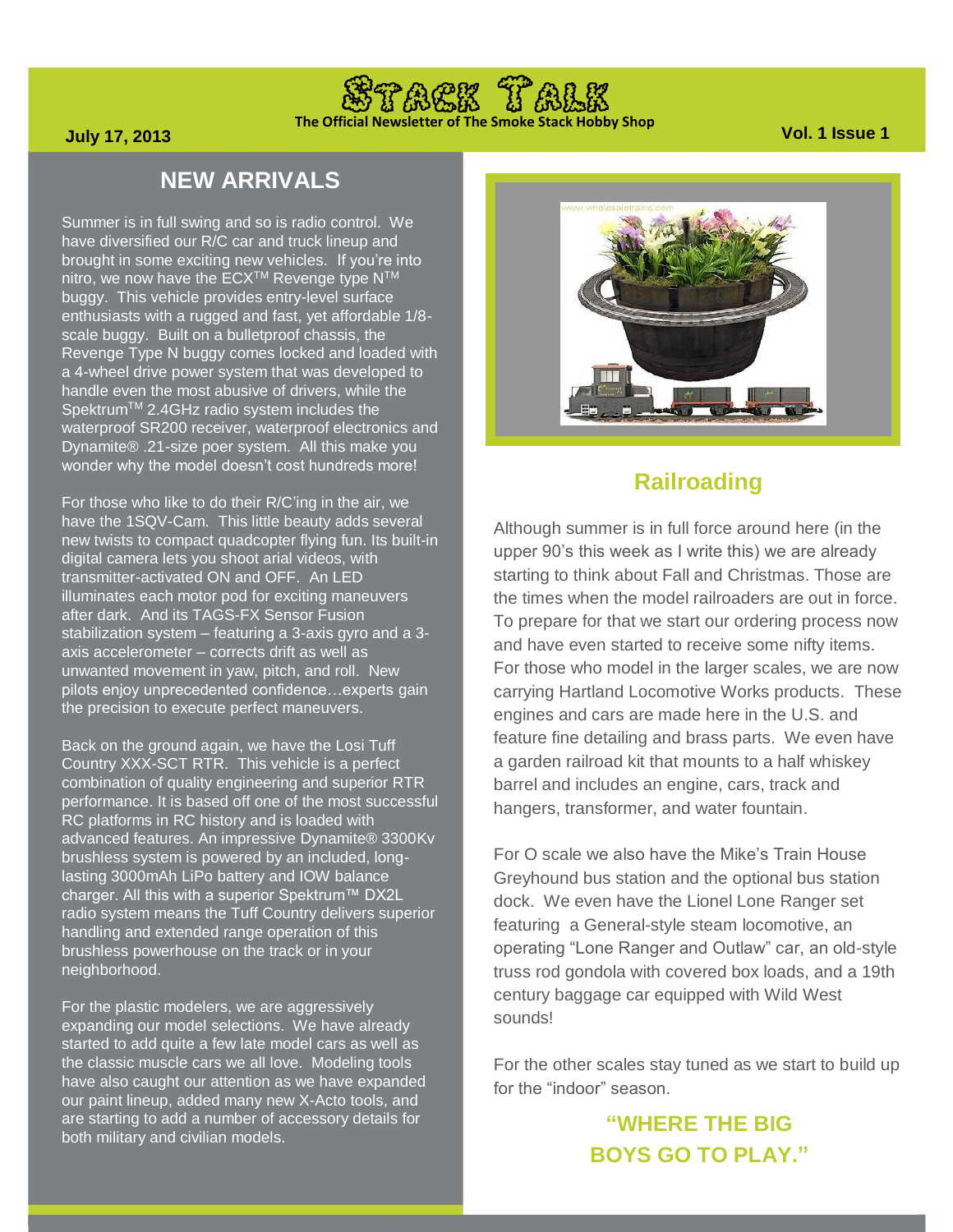# STACK TALK

The Official Newsletter of The Smoke Stack Hobby Shop

July 17, 2013

Vol. 1 Issue 1

## NEW ARRIVALS

Summer is in full swing and so is radio control. We have diversified our R/C car and truck lineup and brought in some exciting new vehicles. If you're into nitro, we now have the ECX™ Revenge type N™ buggy. This vehicle provides entry-level surface enthusiasts with a rugged and fast, yet affordable 1/8-scale buggy. Built on a bulletproof chassis, the Revenge Type N buggy comes locked and loaded with a 4-wheel drive power system that was developed to handle even the most abusive of drivers, while the Spektrum™ 2.4GHz radio system includes the waterproof SR200 receiver, waterproof electronics and Dynamite® .21-size poer system. All this make you wonder why the model doesn't cost hundreds more!

For those who like to do their R/C'ing in the air, we have the 1SQV-Cam. This little beauty adds several new twists to compact quadcopter flying fun. Its built-in digital camera lets you shoot arial videos, with transmitter-activated ON and OFF. An LED illuminates each motor pod for exciting maneuvers after dark. And its TAGS-FX Sensor Fusion stabilization system – featuring a 3-axis gyro and a 3-axis accelerometer – corrects drift as well as unwanted movement in yaw, pitch, and roll. New pilots enjoy unprecedented confidence…experts gain the precision to execute perfect maneuvers.

Back on the ground again, we have the Losi Tuff Country XXX-SCT RTR. This vehicle is a perfect combination of quality engineering and superior RTR performance. It is based off one of the most successful RC platforms in RC history and is loaded with advanced features. An impressive Dynamite® 3300Kv brushless system is powered by an included, long-lasting 3000mAh LiPo battery and IOW balance charger. All this with a superior Spektrum™ DX2L radio system means the Tuff Country delivers superior handling and extended range operation of this brushless powerhouse on the track or in your neighborhood.

For the plastic modelers, we are aggressively expanding our model selections. We have already started to add quite a few late model cars as well as the classic muscle cars we all love. Modeling tools have also caught our attention as we have expanded our paint lineup, added many new X-Acto tools, and are starting to add a number of accessory details for both military and civilian models.

## Railroading

Although summer is in full force around here (in the upper 90's this week as I write this) we are already starting to think about Fall and Christmas. Those are the times when the model railroaders are out in force. To prepare for that we start our ordering process now and have even started to receive some nifty items. For those who model in the larger scales, we are now carrying Hartland Locomotive Works products. These engines and cars are made here in the U.S. and feature fine detailing and brass parts. We even have a garden railroad kit that mounts to a half whiskey barrel and includes an engine, cars, track and hangers, transformer, and water fountain.

For O scale we also have the Mike's Train House Greyhound bus station and the optional bus station dock. We even have the Lionel Lone Ranger set featuring a General-style steam locomotive, an operating "Lone Ranger and Outlaw" car, an old-style truss rod gondola with covered box loads, and a 19th century baggage car equipped with Wild West sounds!

For the other scales stay tuned as we start to build up for the "indoor" season.

**"WHERE THE BIG BOYS GO TO PLAY."**